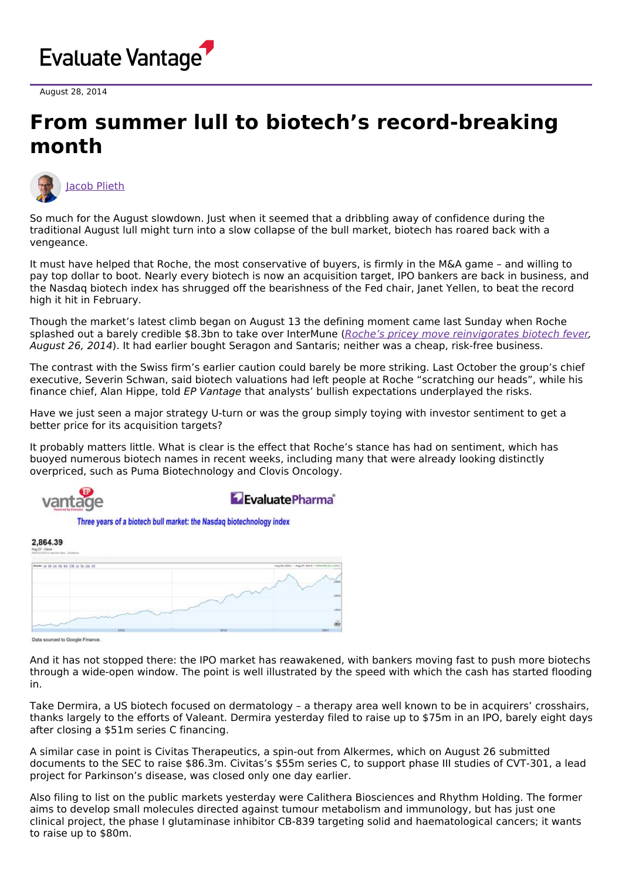August 28, 2014

# From summer lull to biotech's record-breaking month

Jacob Plieth

So much for the August slowdown. Just when it seemed that a dribbling away of confidence during the traditional August lull might turn into a slow collapse of the bull market, biotech has roared back with a vengeance.

It must have helped that Roche, the most conservative of buyers, is firmly in the M&A game – and willing to pay top dollar to boot. Nearly every biotech is now an acquisition target, IPO bankers are back in business, and the Nasdaq biotech index has shrugged off the bearishness of the Fed chair, Janet Yellen, to beat the record high it hit in February.

Though the market's latest climb began on August 13 the defining moment came last Sunday when Roche splashed out a barely credible $8.3bn to take over InterMune (*Roche's pricey move reinvigorates biotech fever, August 26, 2014*). It had earlier bought Seragon and Santaris; neither was a cheap, risk-free business.

The contrast with the Swiss firm's earlier caution could barely be more striking. Last October the group's chief executive, Severin Schwan, said biotech valuations had left people at Roche "scratching our heads", while his finance chief, Alan Hippe, told *EP Vantage* that analysts' bullish expectations underplayed the risks.

Have we just seen a major strategy U-turn or was the group simply toying with investor sentiment to get a better price for its acquisition targets?

It probably matters little. What is clear is the effect that Roche's stance has had on sentiment, which has buoyed numerous biotech names in recent weeks, including many that were already looking distinctly overpriced, such as Puma Biotechnology and Clovis Oncology.

Three years of a biotech bull market: the Nasdaq biotechnology index

Data sourced to Google Finance.

And it has not stopped there: the IPO market has reawakened, with bankers moving fast to push more biotechs through a wide-open window. The point is well illustrated by the speed with which the cash has started flooding in.

Take Dermira, a US biotech focused on dermatology – a therapy area well known to be in acquirers' crosshairs, thanks largely to the efforts of Valeant. Dermira yesterday filed to raise up to $75m in an IPO, barely eight days after closing a $51m series C financing.

A similar case in point is Civitas Therapeutics, a spin-out from Alkermes, which on August 26 submitted documents to the SEC to raise $86.3m. Civitas's $55m series C, to support phase III studies of CVT-301, a lead project for Parkinson's disease, was closed only one day earlier.

Also filing to list on the public markets yesterday were Calithera Biosciences and Rhythm Holding. The former aims to develop small molecules directed against tumour metabolism and immunology, but has just one clinical project, the phase I glutaminase inhibitor CB-839 targeting solid and haematological cancers; it wants to raise up to $80m.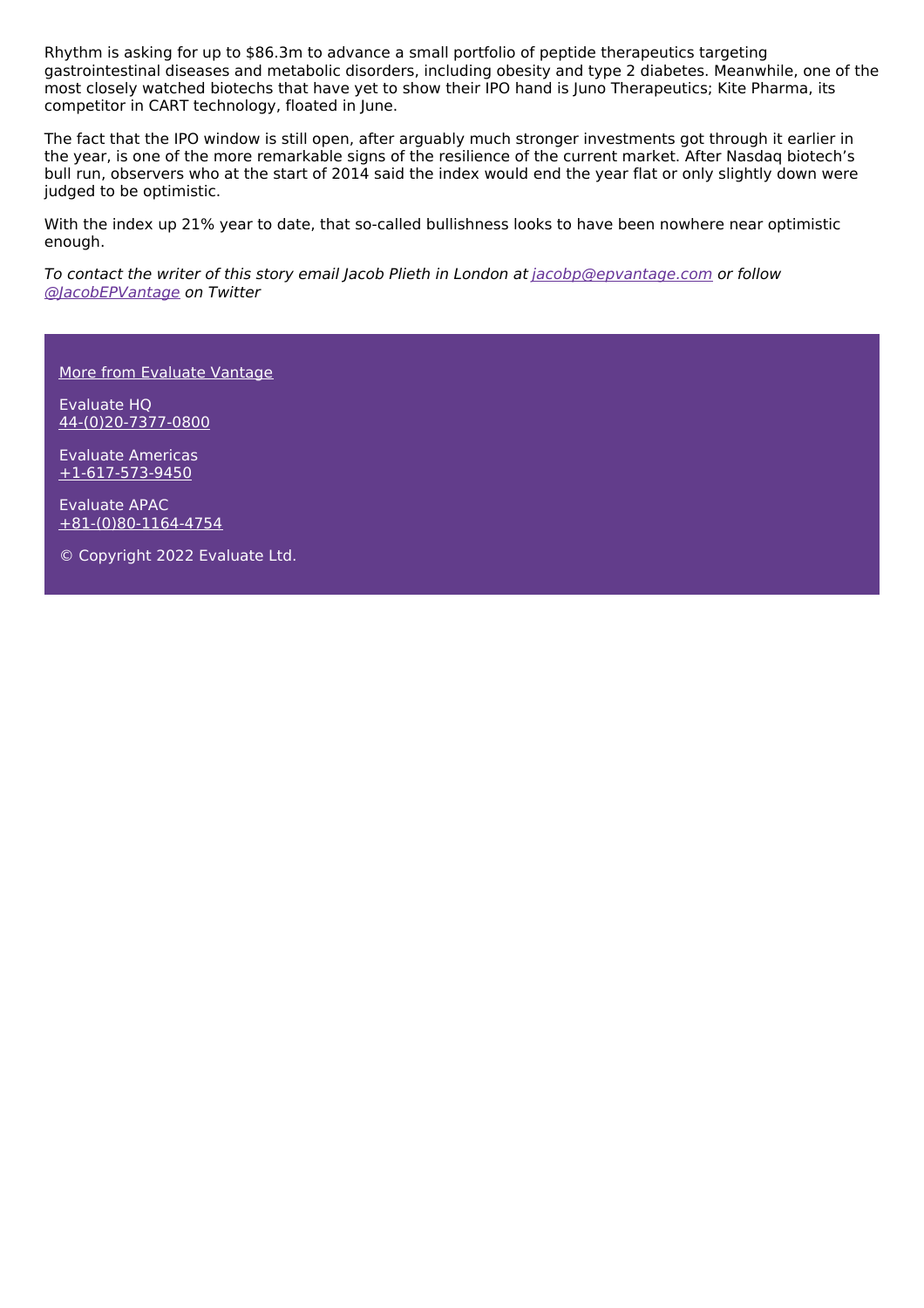Rhythm is asking for up to $86.3m to advance a small portfolio of peptide therapeutics targeting gastrointestinal diseases and metabolic disorders, including obesity and type 2 diabetes. Meanwhile, one of the most closely watched biotechs that have yet to show their IPO hand is Juno Therapeutics; Kite Pharma, its competitor in CART technology, floated in June.

The fact that the IPO window is still open, after arguably much stronger investments got through it earlier in the year, is one of the more remarkable signs of the resilience of the current market. After Nasdaq biotech's bull run, observers who at the start of 2014 said the index would end the year flat or only slightly down were judged to be optimistic.

With the index up 21% year to date, that so-called bullishness looks to have been nowhere near optimistic enough.

*To contact the writer of this story email Jacob Plieth in London at [jacobp@epvantage.com](mailto:jacobp@epvantage.com) or follow [@JacobEPVantage](https://twitter.com/JacobEPVantage) on Twitter*

More from Evaluate Vantage

Evaluate HQ
44-(0)20-7377-0800

Evaluate Americas
+1-617-573-9450

Evaluate APAC
+81-(0)80-1164-4754

© Copyright 2022 Evaluate Ltd.